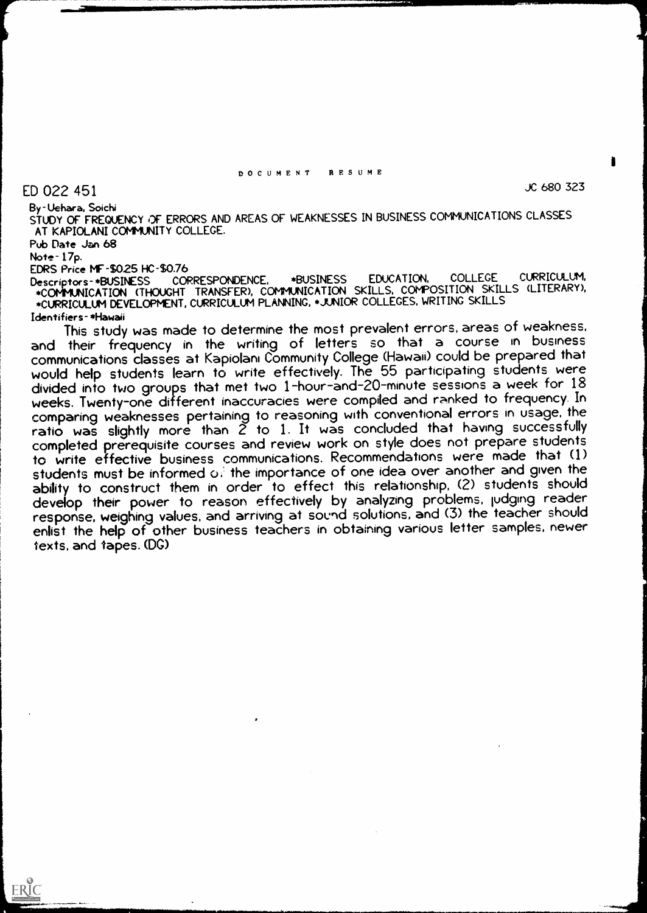DOCUMENT RESUME

ED 022 451 JC 680 323

By-Uehara, Soichi

STUDY OF FREQUENCY OF ERRORS AND AREAS OF WEAKNESSES IN BUSINESS COMMUNICATIONS CLASSES AT KAPIOLANI COMMUNITY COLLEGE.

Pub Date Jan 68

Note-17p.

EDRS Price MF-$0.25 HC-$0.76

Descriptors-*BUSINESS CORRESPONDENCE, *BUSINESS EDUCATION, COLLEGE CURRICULUM, *COMMUNICATION (THOUGHT TRANSFER), COMMUNICATION SKILLS, COMPOSITION SKILLS (LITERARY), *CURRICULUM DEVELOPMENT, CURRICULUM PLANNING, *JUNIOR COLLEGES, WRITING SKILLS

Identifiers-*Hawaii

This study was made to determine the most prevalent errors, areas of weakness, and their frequency in the writing of letters so that a course in business communications classes at Kapiolani Community College (Hawaii) could be prepared that would help students learn to write effectively. The 55 participating students were divided into two groups that met two 1-hour-and-20-minute sessions a week for 18 weeks. Twenty-one different inaccuracies were compiled and ranked to frequency. In comparing weaknesses pertaining to reasoning with conventional errors in usage, the ratio was slightly more than 2 to 1. It was concluded that having successfully completed prerequisite courses and review work on style does not prepare students to write effective business communications. Recommendations were made that (1) students must be informed of the importance of one idea over another and given the ability to construct them in order to effect this relationship, (2) students should develop their power to reason effectively by analyzing problems, judging reader response, weighing values, and arriving at sound solutions, and (3) the teacher should enlist the help of other business teachers in obtaining various letter samples, newer texts, and tapes. (DG)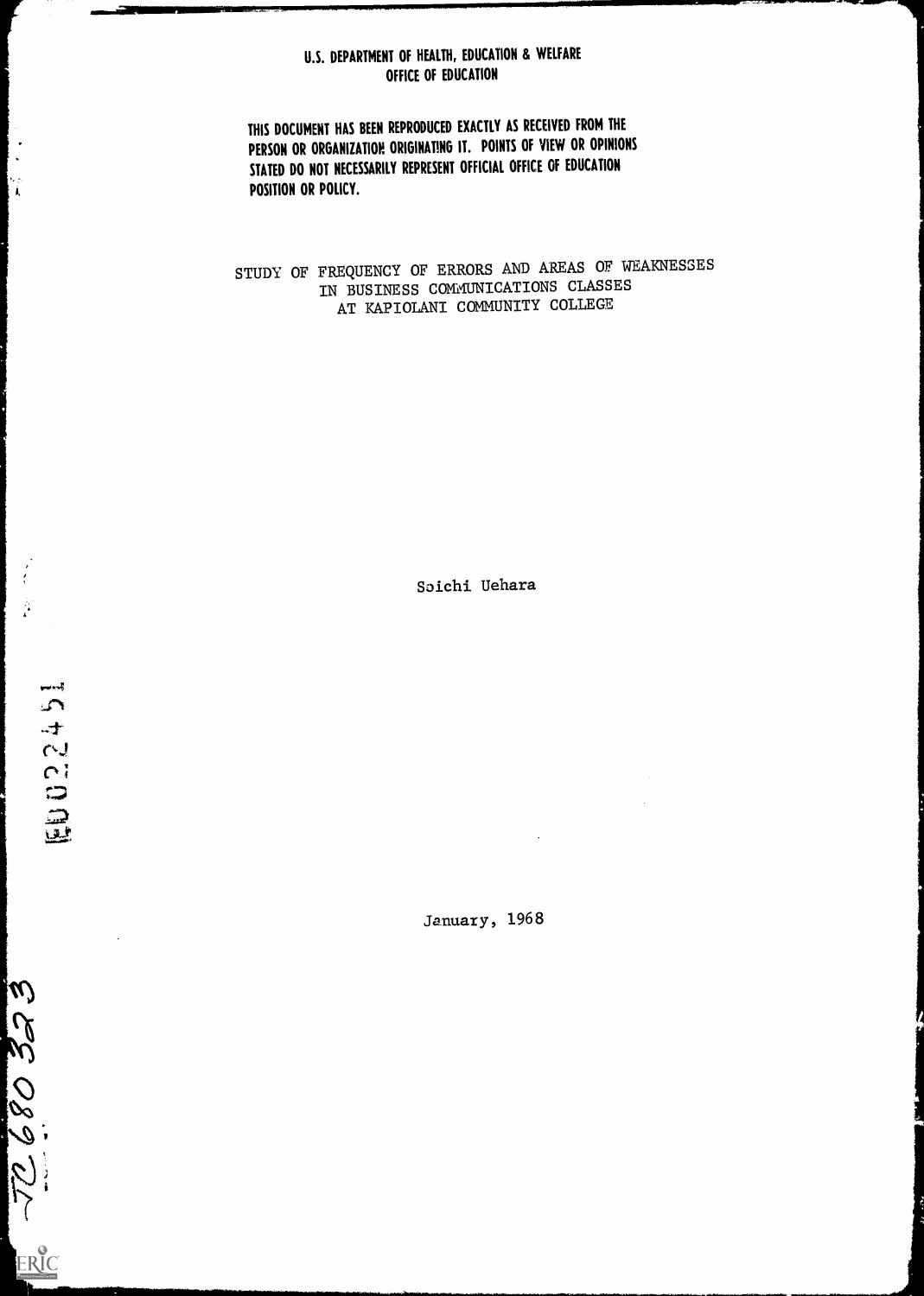U.S. DEPARTMENT OF HEALTH, EDUCATION & WELFARE
OFFICE OF EDUCATION

THIS DOCUMENT HAS BEEN REPRODUCED EXACTLY AS RECEIVED FROM THE PERSON OR ORGANIZATION ORIGINATING IT. POINTS OF VIEW OR OPINIONS STATED DO NOT NECESSARILY REPRESENT OFFICIAL OFFICE OF EDUCATION POSITION OR POLICY.

# STUDY OF FREQUENCY OF ERRORS AND AREAS OF WEAKNESSES IN BUSINESS COMMUNICATIONS CLASSES AT KAPIOLANI COMMUNITY COLLEGE

Soichi Uehara

January, 1968

ED022451

JC 680 323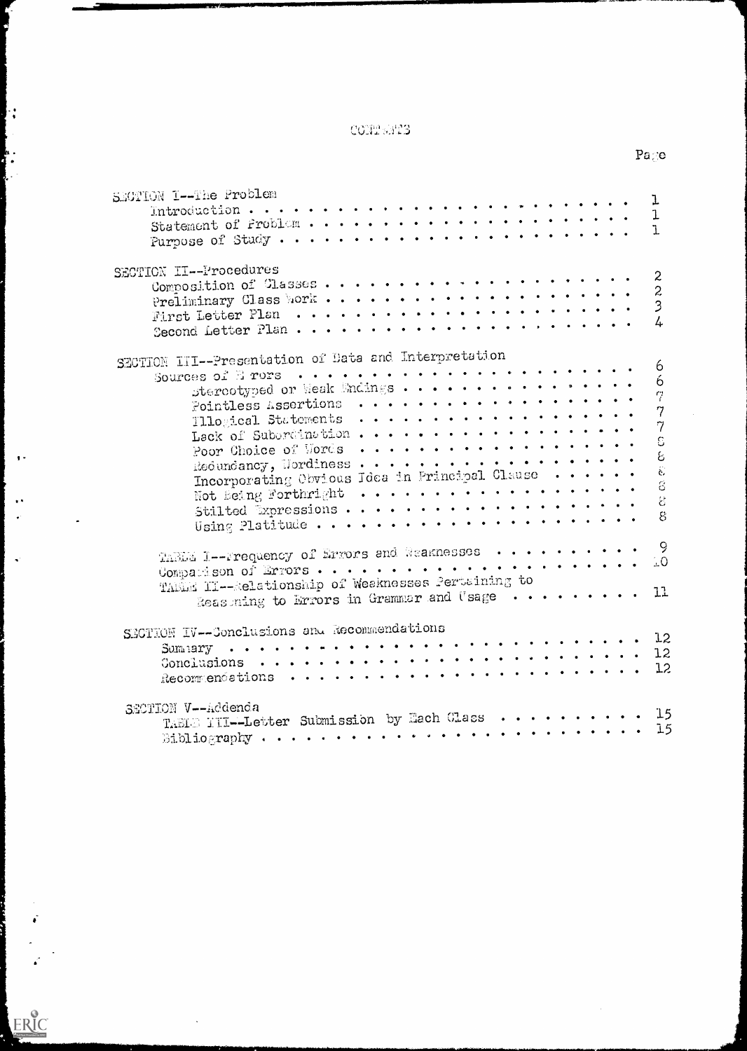# CONTENTS

| | Page |
|---|---|
| SECTION I--The Problem | 1 |
| Introduction | 1 |
| Statement of Problem | 1 |
| Purpose of Study | |
| SECTION II--Procedures | 2 |
| Composition of Classes | 2 |
| Preliminary Class Work | 3 |
| First Letter Plan | 4 |
| Second Letter Plan | |
| SECTION III--Presentation of Data and Interpretation | 6 |
| Sources of Errors | 6 |
| Stereotyped or Weak Endings | 7 |
| Pointless Assertions | 7 |
| Illogical Statements | 7 |
| Lack of Subordination | 8 |
| Poor Choice of Words | 8 |
| Redundancy, Wordiness | 8 |
| Incorporating Obvious Idea in Principal Clause | 8 |
| Not Being Forthright | 8 |
| Stilted Expressions | 8 |
| Using Platitude | |
| TABLE I--Frequency of Errors and Weaknesses | 9 |
| Comparison of Errors | 10 |
| TABLE II--Relationship of Weaknesses Pertaining to Reasoning to Errors in Grammar and Usage | 11 |
| SECTION IV--Conclusions and Recommendations | 12 |
| Summary | 12 |
| Conclusions | 12 |
| Recommendations | |
| SECTION V--Addenda | 15 |
| TABLE III--Letter Submission by Each Class | 15 |
| Bibliography | |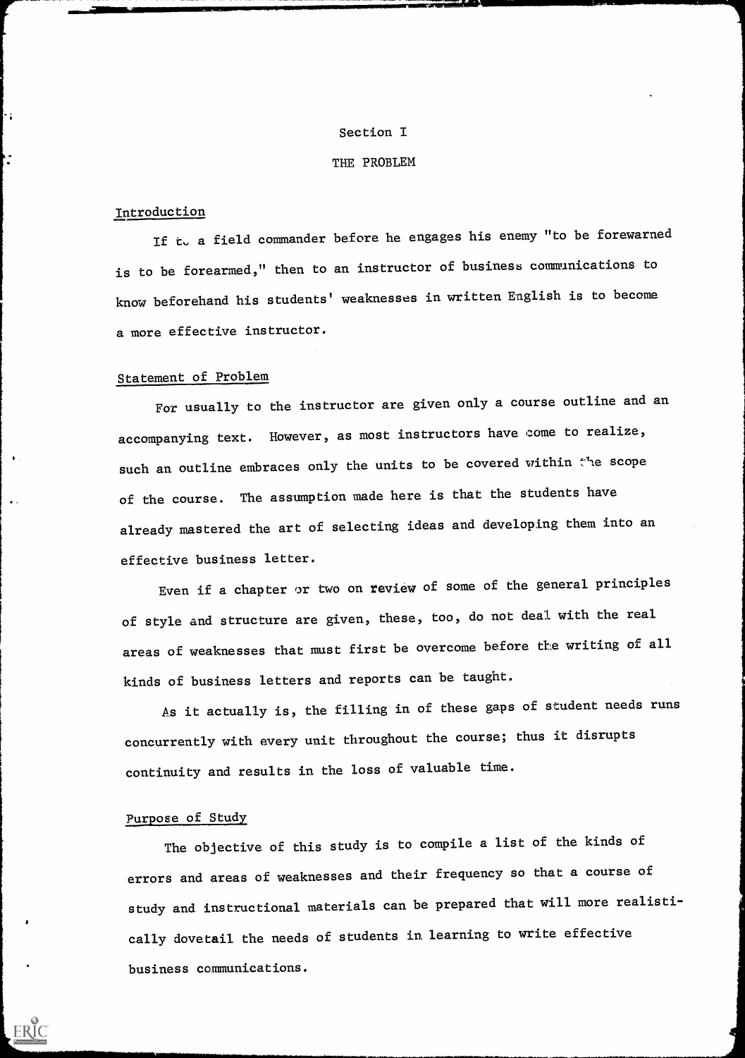# Section I

# THE PROBLEM

## Introduction

If to a field commander before he engages his enemy "to be forewarned is to be forearmed," then to an instructor of business communications to know beforehand his students' weaknesses in written English is to become a more effective instructor.

## Statement of Problem

For usually to the instructor are given only a course outline and an accompanying text. However, as most instructors have come to realize, such an outline embraces only the units to be covered within the scope of the course. The assumption made here is that the students have already mastered the art of selecting ideas and developing them into an effective business letter.

Even if a chapter or two on review of some of the general principles of style and structure are given, these, too, do not deal with the real areas of weaknesses that must first be overcome before the writing of all kinds of business letters and reports can be taught.

As it actually is, the filling in of these gaps of student needs runs concurrently with every unit throughout the course; thus it disrupts continuity and results in the loss of valuable time.

## Purpose of Study

The objective of this study is to compile a list of the kinds of errors and areas of weaknesses and their frequency so that a course of study and instructional materials can be prepared that will more realistically dovetail the needs of students in learning to write effective business communications.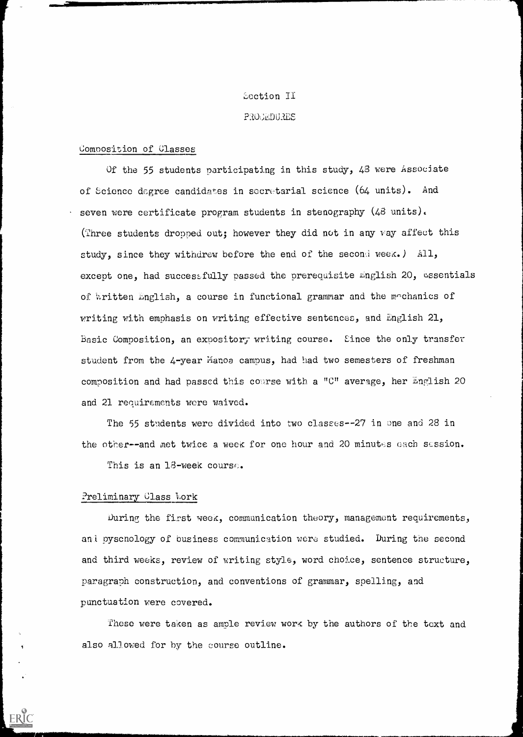# Section II

## PROCEDURES

### Composition of Classes

Of the 55 students participating in this study, 48 were Associate of Science degree candidates in secretarial science (64 units). And seven were certificate program students in stenography (48 units). (Three students dropped out; however they did not in any way affect this study, since they withdrew before the end of the second week.) All, except one, had successfully passed the prerequisite English 20, Essentials of Written English, a course in functional grammar and the mechanics of writing with emphasis on writing effective sentences, and English 21, Basic Composition, an expository writing course. Since the only transfer student from the 4-year Manoa campus, had had two semesters of freshman composition and had passed this course with a "C" average, her English 20 and 21 requirements were waived.

The 55 students were divided into two classes--27 in one and 28 in the other--and met twice a week for one hour and 20 minutes each session. This is an 18-week course.

### Preliminary Class Work

During the first week, communication theory, management requirements, and pyschology of business communication were studied. During the second and third weeks, review of writing style, word choice, sentence structure, paragraph construction, and conventions of grammar, spelling, and punctuation were covered.

These were taken as ample review work by the authors of the text and also allowed for by the course outline.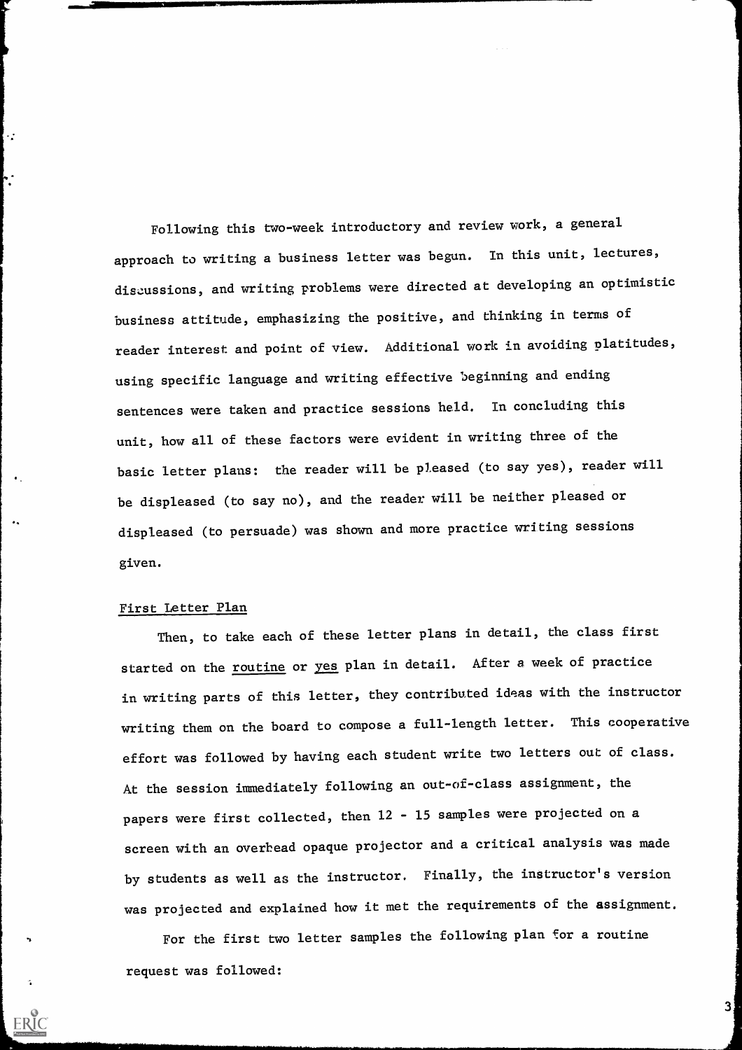Following this two-week introductory and review work, a general approach to writing a business letter was begun. In this unit, lectures, discussions, and writing problems were directed at developing an optimistic business attitude, emphasizing the positive, and thinking in terms of reader interest and point of view. Additional work in avoiding platitudes, using specific language and writing effective beginning and ending sentences were taken and practice sessions held. In concluding this unit, how all of these factors were evident in writing three of the basic letter plans: the reader will be pleased (to say yes), reader will be displeased (to say no), and the reader will be neither pleased or displeased (to persuade) was shown and more practice writing sessions given.

First Letter Plan

Then, to take each of these letter plans in detail, the class first started on the routine or yes plan in detail. After a week of practice in writing parts of this letter, they contributed ideas with the instructor writing them on the board to compose a full-length letter. This cooperative effort was followed by having each student write two letters out of class. At the session immediately following an out-of-class assignment, the papers were first collected, then 12 - 15 samples were projected on a screen with an overhead opaque projector and a critical analysis was made by students as well as the instructor. Finally, the instructor's version was projected and explained how it met the requirements of the assignment.

For the first two letter samples the following plan for a routine request was followed: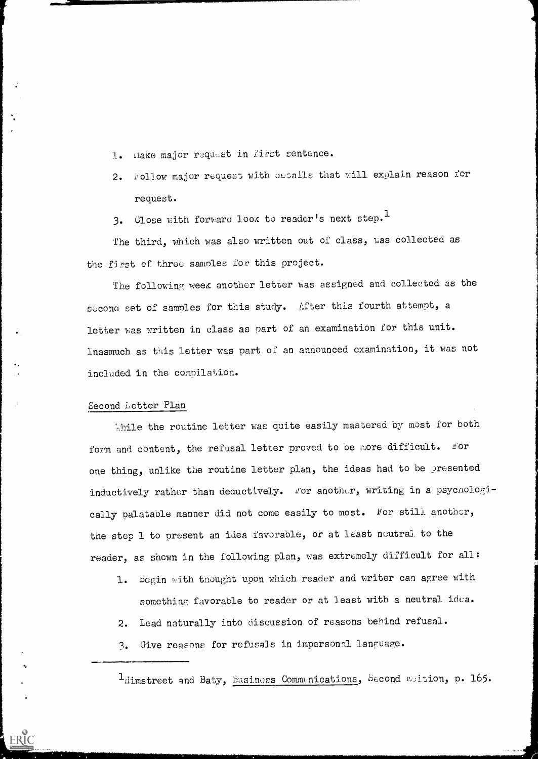1. Make major request in first sentence.
2. Follow major request with details that will explain reason for request.
3. Close with forward look to reader's next step.[1]

The third, which was also written out of class, was collected as the first of three samples for this project.

The following week another letter was assigned and collected as the second set of samples for this study. After this fourth attempt, a letter was written in class as part of an examination for this unit. Inasmuch as this letter was part of an announced examination, it was not included in the compilation.

## Second Letter Plan

While the routine letter was quite easily mastered by most for both form and content, the refusal letter proved to be more difficult. For one thing, unlike the routine letter plan, the ideas had to be presented inductively rather than deductively. For another, writing in a psychologically palatable manner did not come easily to most. For still another, the step 1 to present an idea favorable, or at least neutral to the reader, as shown in the following plan, was extremely difficult for all:

1. Begin with thought upon which reader and writer can agree with something favorable to reader or at least with a neutral idea.
2. Lead naturally into discussion of reasons behind refusal.
3. Give reasons for refusals in impersonal language.

---

[1] Himstreet and Baty, Business Communications, Second Edition, p. 165.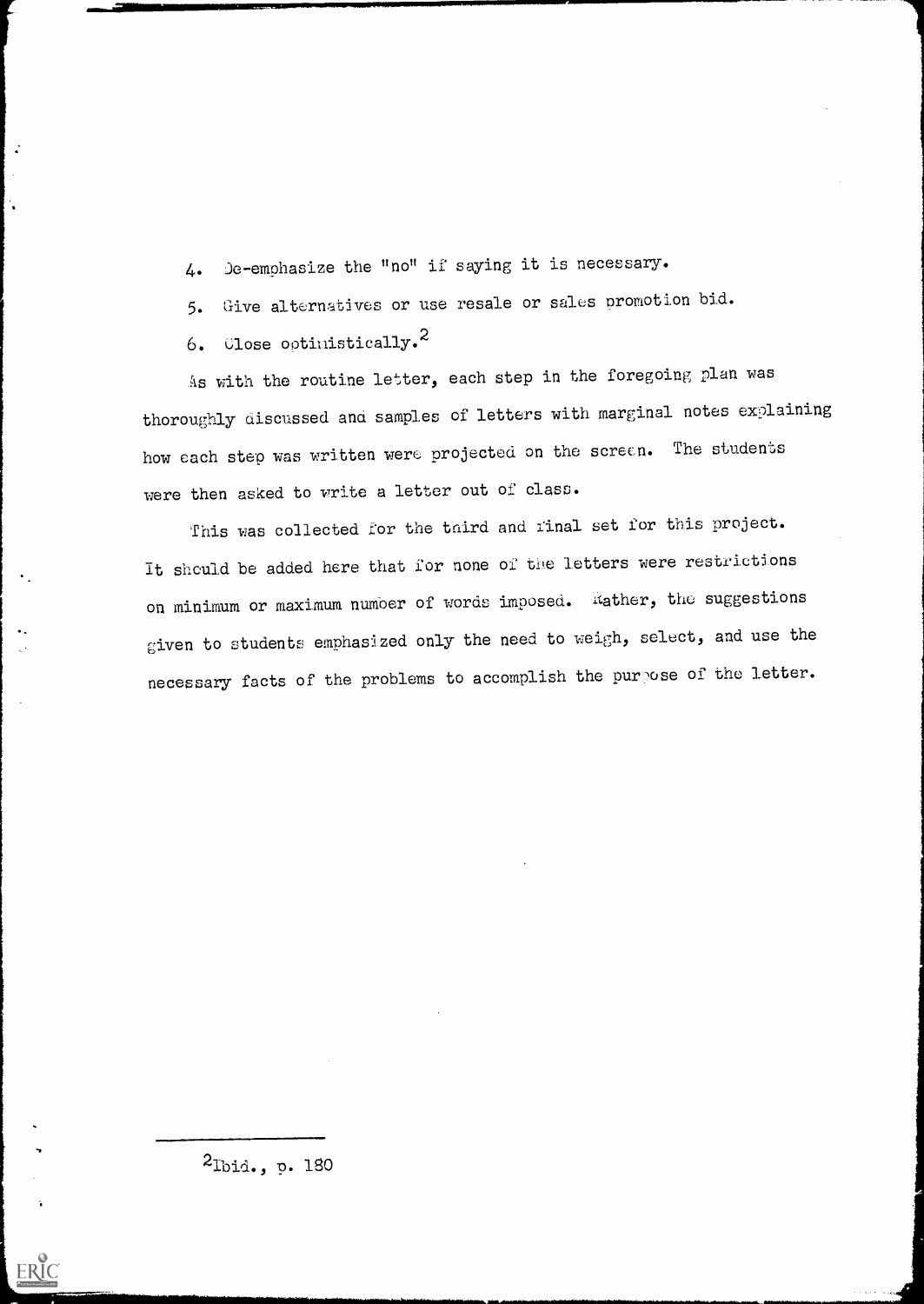4. De-emphasize the "no" if saying it is necessary.
5. Give alternatives or use resale or sales promotion bid.
6. Close optimistically.[2]

As with the routine letter, each step in the foregoing plan was thoroughly discussed and samples of letters with marginal notes explaining how each step was written were projected on the screen. The students were then asked to write a letter out of class.

This was collected for the third and final set for this project. It should be added here that for none of the letters were restrictions on minimum or maximum number of words imposed. Rather, the suggestions given to students emphasized only the need to weigh, select, and use the necessary facts of the problems to accomplish the purpose of the letter.

---

[2]Ibid., p. 180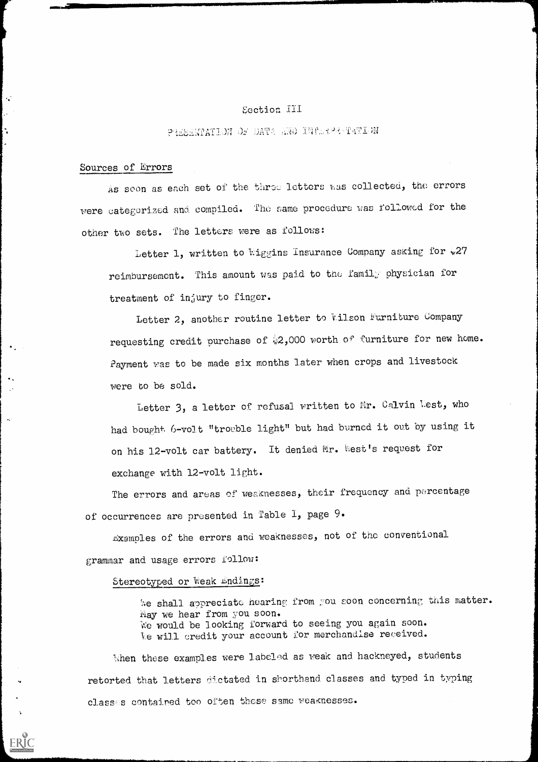## Section III

### PRESENTATION OF DATA AND INTERPRETATION

#### Sources of Errors

As soon as each set of the three letters was collected, the errors were categorized and compiled. The same procedure was followed for the other two sets. The letters were as follows:

Letter 1, written to Wiggins Insurance Company asking for $27 reimbursement. This amount was paid to the family physician for treatment of injury to finger.

Letter 2, another routine letter to Wilson Furniture Company requesting credit purchase of $2,000 worth of furniture for new home. Payment was to be made six months later when crops and livestock were to be sold.

Letter 3, a letter of refusal written to Mr. Calvin West, who had bought 6-volt "trouble light" but had burned it out by using it on his 12-volt car battery. It denied Mr. West's request for exchange with 12-volt light.

The errors and areas of weaknesses, their frequency and percentage of occurrences are presented in Table I, page 9.

Examples of the errors and weaknesses, not of the conventional grammar and usage errors follow:

Stereotyped or Weak Endings:

> We shall appreciate hearing from you soon concerning this matter.
> May we hear from you soon.
> We would be looking forward to seeing you again soon.
> We will credit your account for merchandise received.

When these examples were labeled as weak and hackneyed, students retorted that letters dictated in shorthand classes and typed in typing classes contained too often these same weaknesses.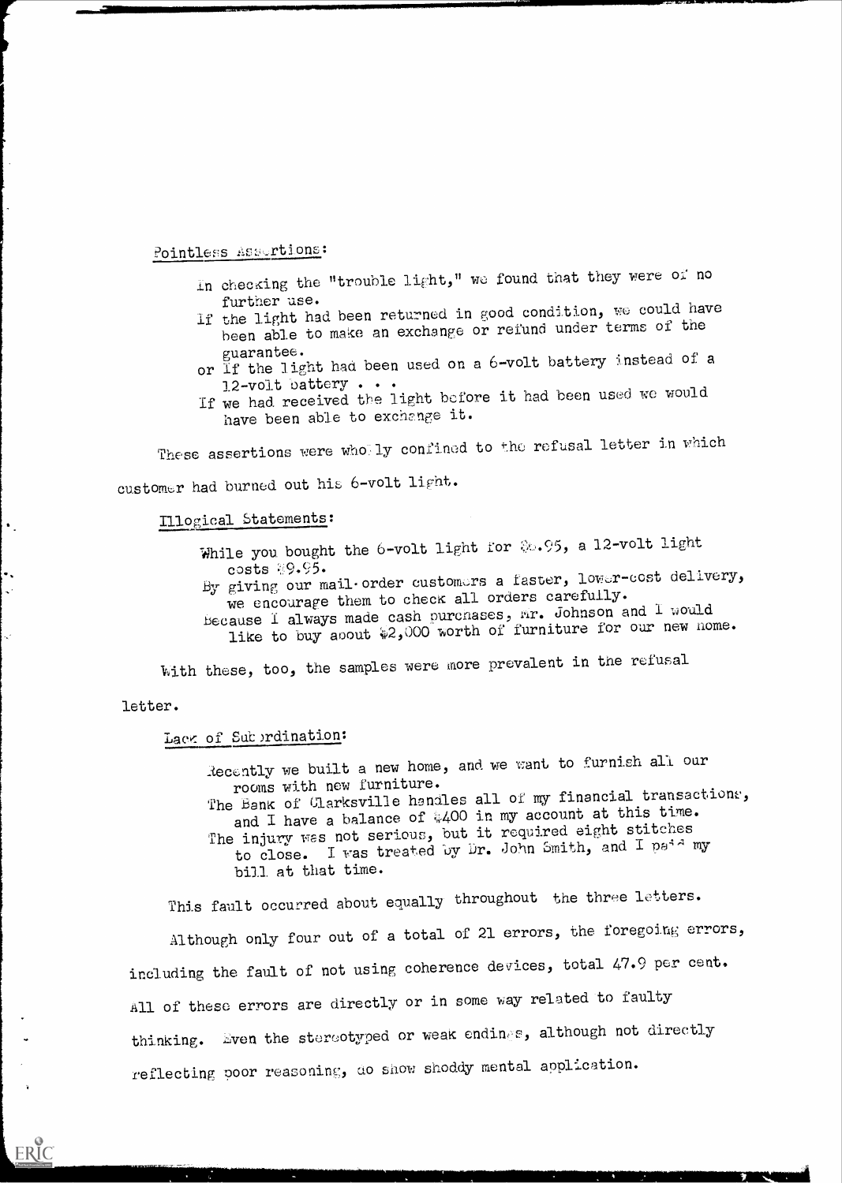Pointless Assertions:

> In checking the "trouble light," we found that they were of no further use.
> If the light had been returned in good condition, we could have been able to make an exchange or refund under terms of the guarantee.
> or if the light had been used on a 6-volt battery instead of a 12-volt battery . . .
> If we had received the light before it had been used we would have been able to exchange it.

These assertions were wholly confined to the refusal letter in which customer had burned out his 6-volt light.

Illogical Statements:

> While you bought the 6-volt light for $6.95, a 12-volt light costs $9.95.
> By giving our mail-order customers a faster, lower-cost delivery, we encourage them to check all orders carefully.
> Because I always made cash purchases, Mr. Johnson and I would like to buy about $2,000 worth of furniture for our new home.

With these, too, the samples were more prevalent in the refusal letter.

Lack of Subordination:

> Recently we built a new home, and we want to furnish all our rooms with new furniture.
> The Bank of Clarksville handles all of my financial transactions, and I have a balance of $400 in my account at this time.
> The injury was not serious, but it required eight stitches to close. I was treated by Dr. John Smith, and I paid my bill at that time.

This fault occurred about equally throughout the three letters.

Although only four out of a total of 21 errors, the foregoing errors, including the fault of not using coherence devices, total 47.9 per cent. All of these errors are directly or in some way related to faulty thinking. Even the stereotyped or weak endings, although not directly reflecting poor reasoning, do show shoddy mental application.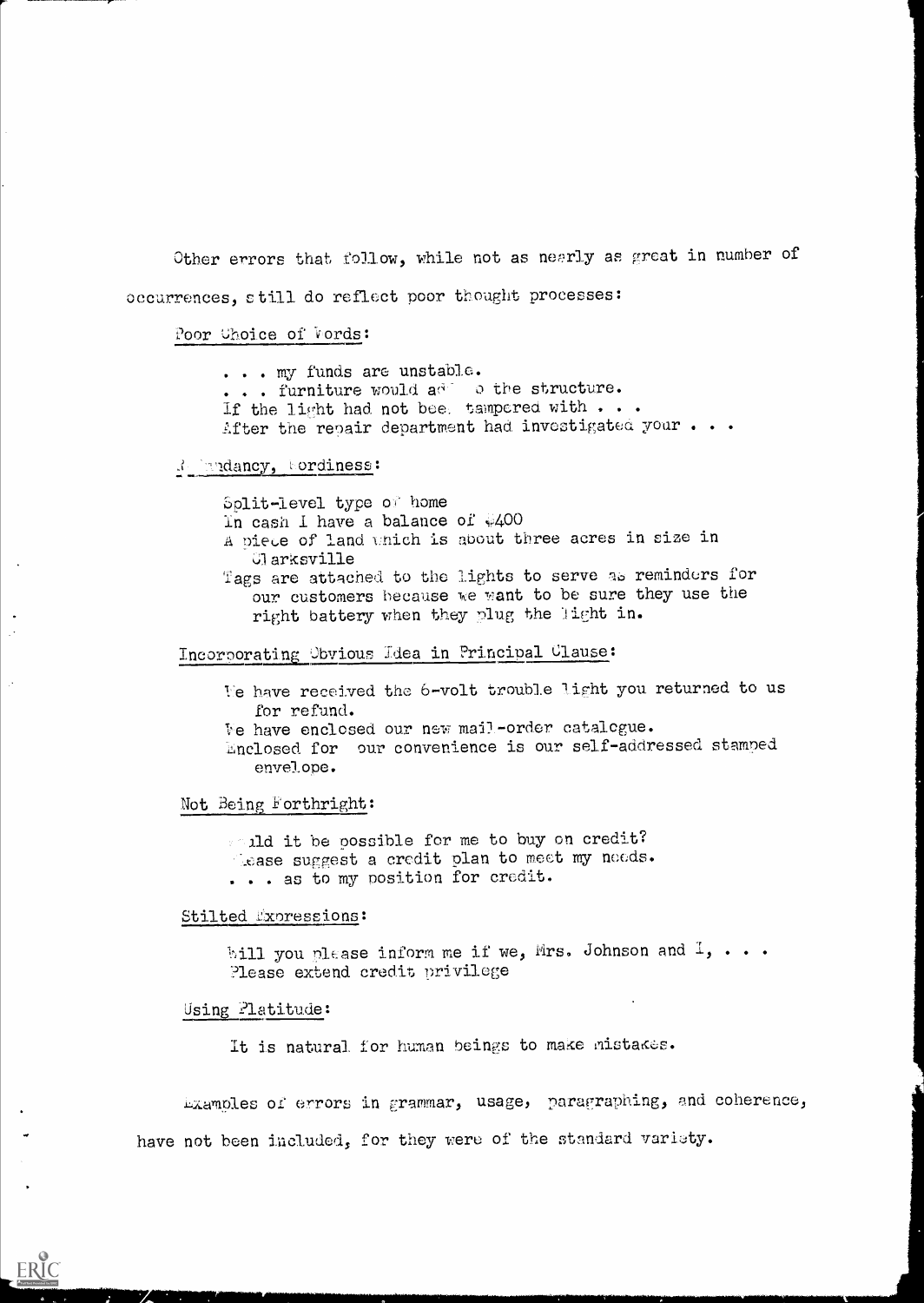Other errors that follow, while not as nearly as great in number of occurrences, still do reflect poor thought processes:

Poor Choice of Words:

. . . my funds are unstable.
. . . furniture would add to the structure.
If the light had not been tampered with . . .
After the repair department had investigated your . . .

Redundancy, Wordiness:

Split-level type of home
In cash I have a balance of $400
A piece of land which is about three acres in size in Clarksville
Tags are attached to the lights to serve as reminders for our customers because we want to be sure they use the right battery when they plug the light in.

Incorporating Obvious Idea in Principal Clause:

We have received the 6-volt trouble light you returned to us for refund.
We have enclosed our new mail-order catalogue.
Enclosed for our convenience is our self-addressed stamped envelope.

Not Being Forthright:

Would it be possible for me to buy on credit?
Please suggest a credit plan to meet my needs.
. . . as to my position for credit.

Stilted Expressions:

Will you please inform me if we, Mrs. Johnson and I, . . .
Please extend credit privilege

Using Platitude:

It is natural for human beings to make mistakes.

Examples of errors in grammar, usage, paragraphing, and coherence, have not been included, for they were of the standard variety.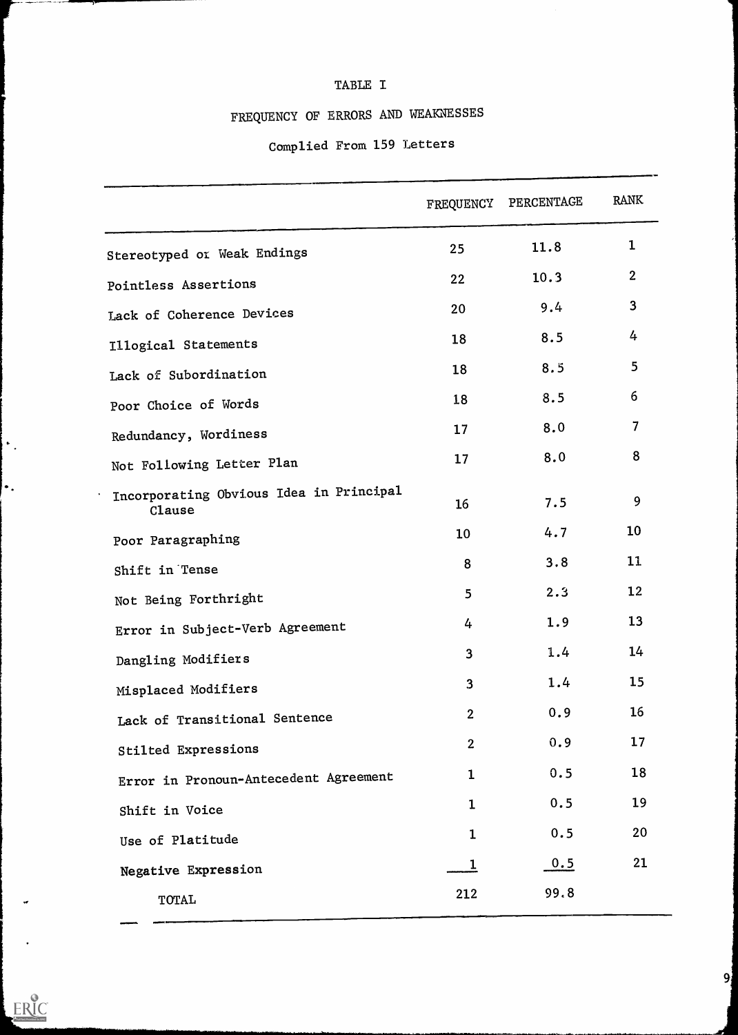TABLE I

FREQUENCY OF ERRORS AND WEAKNESSES

Complied From 159 Letters

| | FREQUENCY | PERCENTAGE | RANK |
|---|---|---|---|
| Stereotyped or Weak Endings | 25 | 11.8 | 1 |
| Pointless Assertions | 22 | 10.3 | 2 |
| Lack of Coherence Devices | 20 | 9.4 | 3 |
| Illogical Statements | 18 | 8.5 | 4 |
| Lack of Subordination | 18 | 8.5 | 5 |
| Poor Choice of Words | 18 | 8.5 | 6 |
| Redundancy, Wordiness | 17 | 8.0 | 7 |
| Not Following Letter Plan | 17 | 8.0 | 8 |
| Incorporating Obvious Idea in Principal Clause | 16 | 7.5 | 9 |
| Poor Paragraphing | 10 | 4.7 | 10 |
| Shift in Tense | 8 | 3.8 | 11 |
| Not Being Forthright | 5 | 2.3 | 12 |
| Error in Subject-Verb Agreement | 4 | 1.9 | 13 |
| Dangling Modifiers | 3 | 1.4 | 14 |
| Misplaced Modifiers | 3 | 1.4 | 15 |
| Lack of Transitional Sentence | 2 | 0.9 | 16 |
| Stilted Expressions | 2 | 0.9 | 17 |
| Error in Pronoun-Antecedent Agreement | 1 | 0.5 | 18 |
| Shift in Voice | 1 | 0.5 | 19 |
| Use of Platitude | 1 | 0.5 | 20 |
| Negative Expression | 1 | 0.5 | 21 |
| TOTAL | 212 | 99.8 | |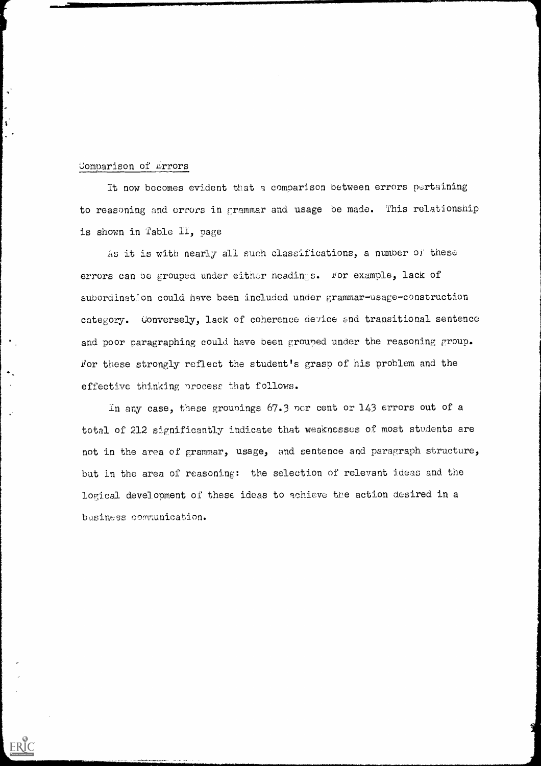## Comparison of Errors

It now becomes evident that a comparison between errors pertaining to reasoning and errors in grammar and usage be made. This relationship is shown in Table II, page

As it is with nearly all such classifications, a number of these errors can be grouped under either headings. For example, lack of subordination could have been included under grammar-usage-construction category. Conversely, lack of coherence device and transitional sentence and poor paragraphing could have been grouped under the reasoning group. For these strongly reflect the student's grasp of his problem and the effective thinking process that follows.

In any case, these groupings 67.3 per cent or 143 errors out of a total of 212 significantly indicate that weaknesses of most students are not in the area of grammar, usage, and sentence and paragraph structure, but in the area of reasoning: the selection of relevant ideas and the logical development of these ideas to achieve the action desired in a business communication.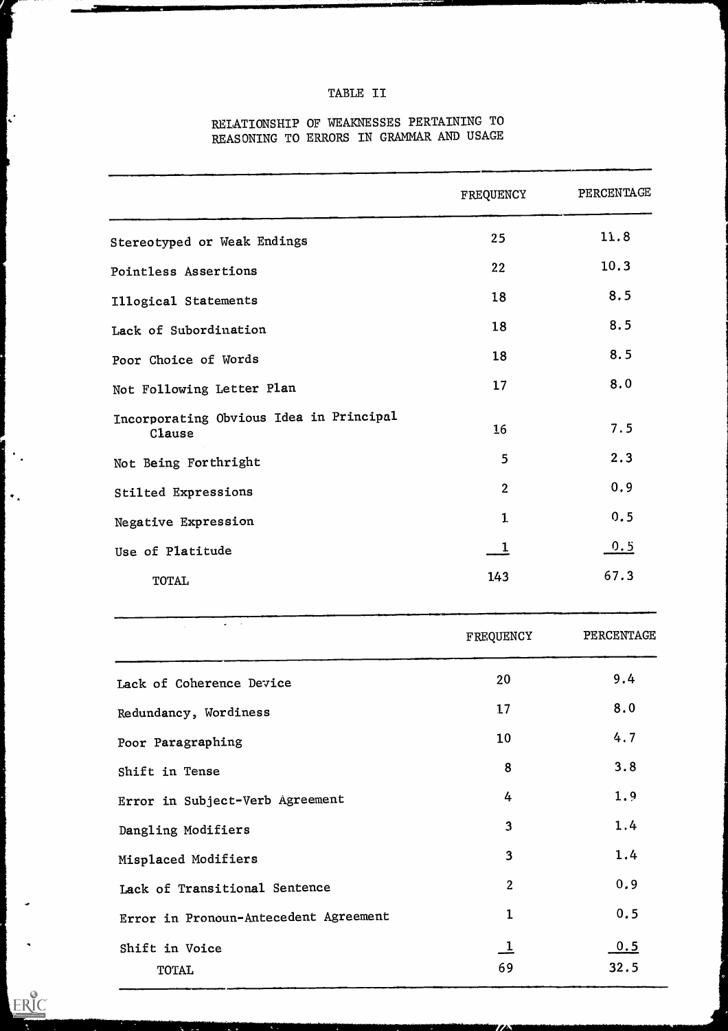# TABLE II

## RELATIONSHIP OF WEAKNESSES PERTAINING TO REASONING TO ERRORS IN GRAMMAR AND USAGE

| | FREQUENCY | PERCENTAGE |
|---|---|---|
| Stereotyped or Weak Endings | 25 | 11.8 |
| Pointless Assertions | 22 | 10.3 |
| Illogical Statements | 18 | 8.5 |
| Lack of Subordination | 18 | 8.5 |
| Poor Choice of Words | 18 | 8.5 |
| Not Following Letter Plan | 17 | 8.0 |
| Incorporating Obvious Idea in Principal Clause | 16 | 7.5 |
| Not Being Forthright | 5 | 2.3 |
| Stilted Expressions | 2 | 0.9 |
| Negative Expression | 1 | 0.5 |
| Use of Platitude | 1 | 0.5 |
| TOTAL | 143 | 67.3 |

| | FREQUENCY | PERCENTAGE |
|---|---|---|
| Lack of Coherence Device | 20 | 9.4 |
| Redundancy, Wordiness | 17 | 8.0 |
| Poor Paragraphing | 10 | 4.7 |
| Shift in Tense | 8 | 3.8 |
| Error in Subject-Verb Agreement | 4 | 1.9 |
| Dangling Modifiers | 3 | 1.4 |
| Misplaced Modifiers | 3 | 1.4 |
| Lack of Transitional Sentence | 2 | 0.9 |
| Error in Pronoun-Antecedent Agreement | 1 | 0.5 |
| Shift in Voice | 1 | 0.5 |
| TOTAL | 69 | 32.5 |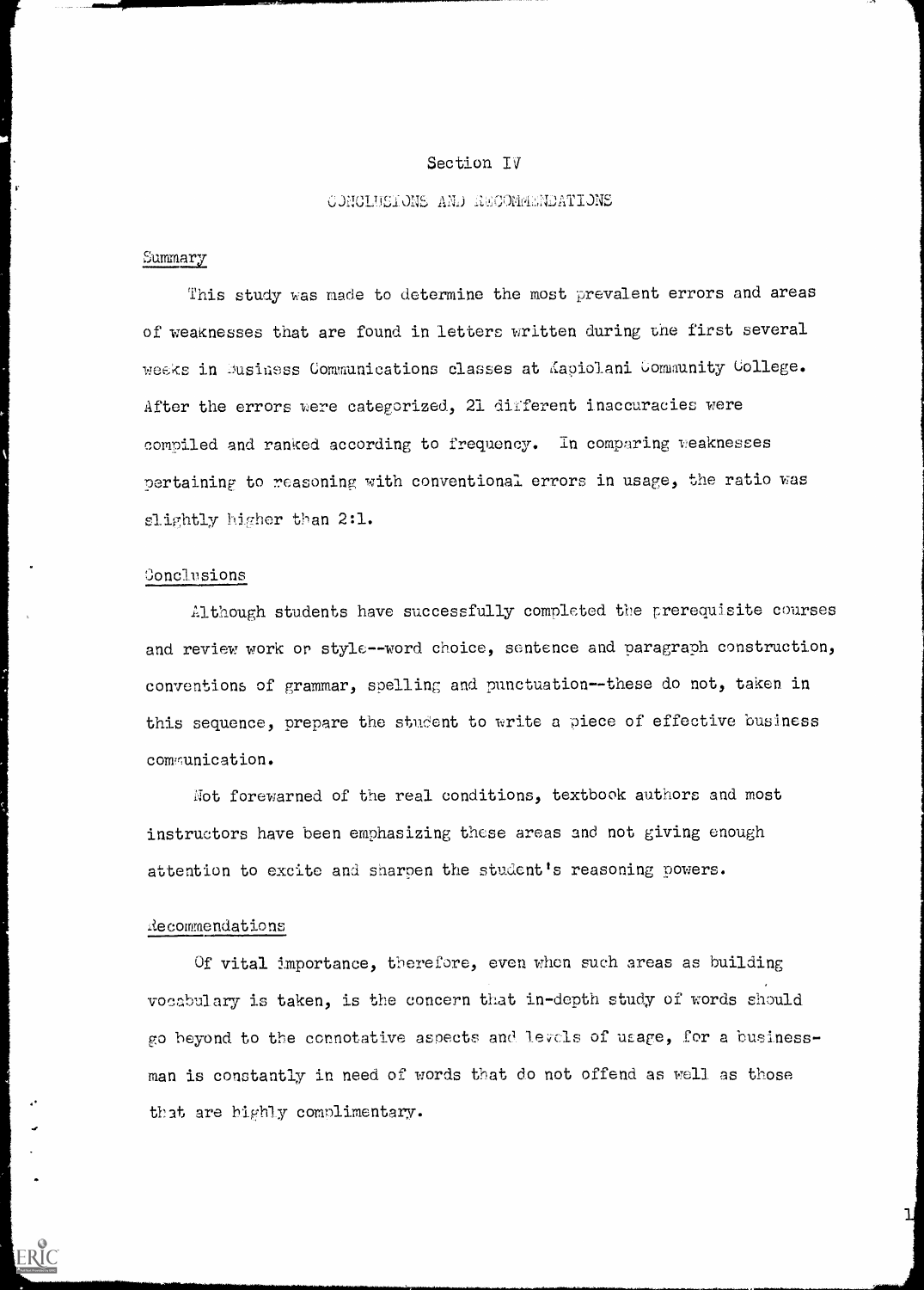## Section IV

## CONCLUSIONS AND RECOMMENDATIONS

### Summary

This study was made to determine the most prevalent errors and areas of weaknesses that are found in letters written during the first several weeks in Business Communications classes at Kapiolani Community College. After the errors were categorized, 21 different inaccuracies were compiled and ranked according to frequency. In comparing weaknesses pertaining to reasoning with conventional errors in usage, the ratio was slightly higher than 2:1.

### Conclusions

Although students have successfully completed the prerequisite courses and review work on style--word choice, sentence and paragraph construction, conventions of grammar, spelling and punctuation--these do not, taken in this sequence, prepare the student to write a piece of effective business communication.

Not forewarned of the real conditions, textbook authors and most instructors have been emphasizing these areas and not giving enough attention to excite and sharpen the student's reasoning powers.

### Recommendations

Of vital importance, therefore, even when such areas as building vocabulary is taken, is the concern that in-depth study of words should go beyond to the connotative aspects and levels of usage, for a businessman is constantly in need of words that do not offend as well as those that are highly complimentary.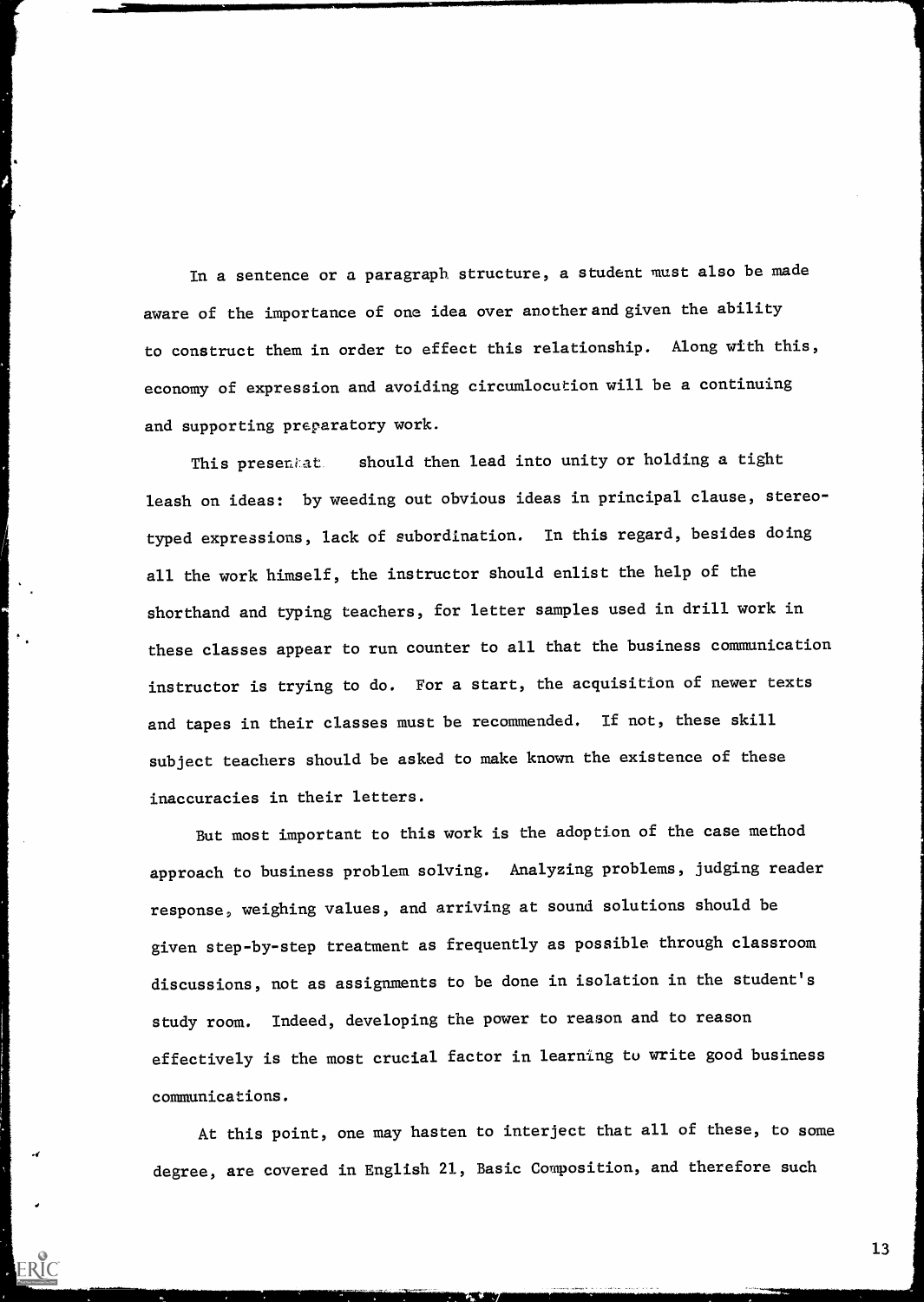In a sentence or a paragraph structure, a student must also be made aware of the importance of one idea over another and given the ability to construct them in order to effect this relationship. Along with this, economy of expression and avoiding circumlocution will be a continuing and supporting preparatory work.

This presentat should then lead into unity or holding a tight leash on ideas: by weeding out obvious ideas in principal clause, stereotyped expressions, lack of subordination. In this regard, besides doing all the work himself, the instructor should enlist the help of the shorthand and typing teachers, for letter samples used in drill work in these classes appear to run counter to all that the business communication instructor is trying to do. For a start, the acquisition of newer texts and tapes in their classes must be recommended. If not, these skill subject teachers should be asked to make known the existence of these inaccuracies in their letters.

But most important to this work is the adoption of the case method approach to business problem solving. Analyzing problems, judging reader response, weighing values, and arriving at sound solutions should be given step-by-step treatment as frequently as possible through classroom discussions, not as assignments to be done in isolation in the student's study room. Indeed, developing the power to reason and to reason effectively is the most crucial factor in learning to write good business communications.

At this point, one may hasten to interject that all of these, to some degree, are covered in English 21, Basic Composition, and therefore such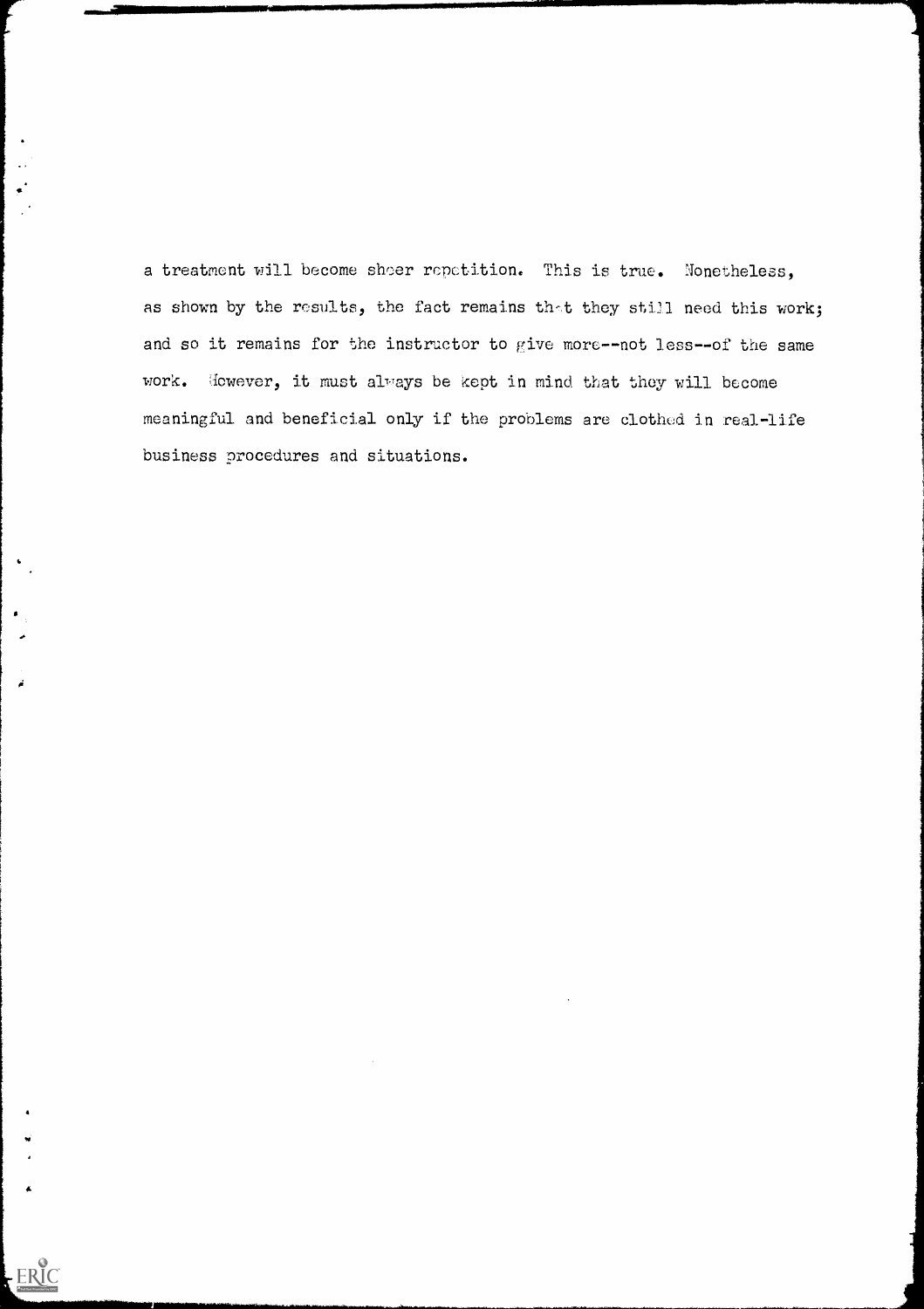a treatment will become sheer repetition. This is true. Nonetheless, as shown by the results, the fact remains that they still need this work; and so it remains for the instructor to give more--not less--of the same work. However, it must always be kept in mind that they will become meaningful and beneficial only if the problems are clothed in real-life business procedures and situations.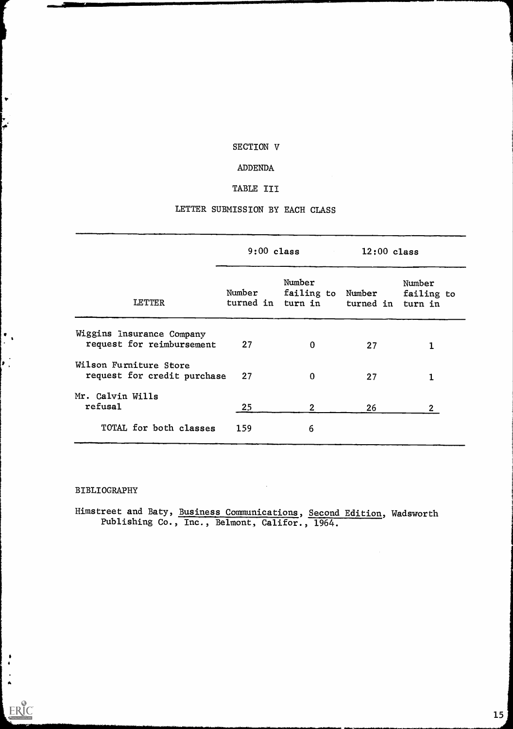SECTION V

ADDENDA

TABLE III

LETTER SUBMISSION BY EACH CLASS

| | 9:00 class | | 12:00 class | |
|---|---|---|---|---|
| LETTER | Number turned in | Number failing to turn in | Number turned in | Number failing to turn in |
| Wiggins Insurance Company request for reimbursement | 27 | 0 | 27 | 1 |
| Wilson Furniture Store request for credit purchase | 27 | 0 | 27 | 1 |
| Mr. Calvin Wills refusal | 25 | 2 | 26 | 2 |
| TOTAL for both classes | 159 | 6 | | |

BIBLIOGRAPHY

Himstreet and Baty, Business Communications, Second Edition, Wadsworth Publishing Co., Inc., Belmont, Califor., 1964.